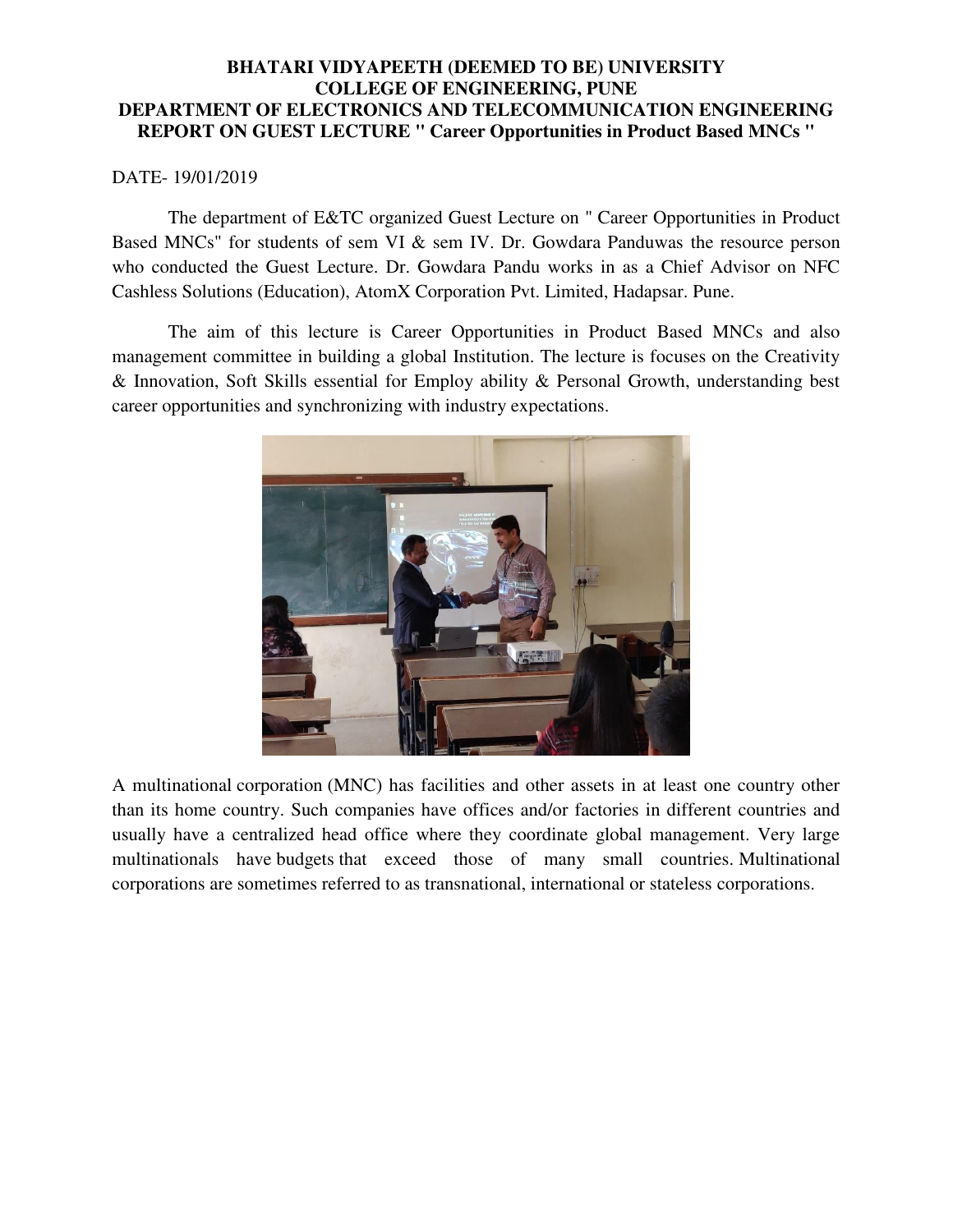**BHATARI VIDYAPEETH (DEEMED TO BE) UNIVERSITY**
**COLLEGE OF ENGINEERING, PUNE**
**DEPARTMENT OF ELECTRONICS AND TELECOMMUNICATION ENGINEERING**
**REPORT ON GUEST LECTURE " Career Opportunities in Product Based MNCs "**

DATE- 19/01/2019

The department of E&TC organized Guest Lecture on " Career Opportunities in Product Based MNCs" for students of sem VI & sem IV. Dr. Gowdara Panduwas the resource person who conducted the Guest Lecture. Dr. Gowdara Pandu works in as a Chief Advisor on NFC Cashless Solutions (Education), AtomX Corporation Pvt. Limited, Hadapsar. Pune.

The aim of this lecture is Career Opportunities in Product Based MNCs and also management committee in building a global Institution. The lecture is focuses on the Creativity & Innovation, Soft Skills essential for Employ ability & Personal Growth, understanding best career opportunities and synchronizing with industry expectations.

A multinational corporation (MNC) has facilities and other assets in at least one country other than its home country. Such companies have offices and/or factories in different countries and usually have a centralized head office where they coordinate global management. Very large multinationals have budgets that exceed those of many small countries. Multinational corporations are sometimes referred to as transnational, international or stateless corporations.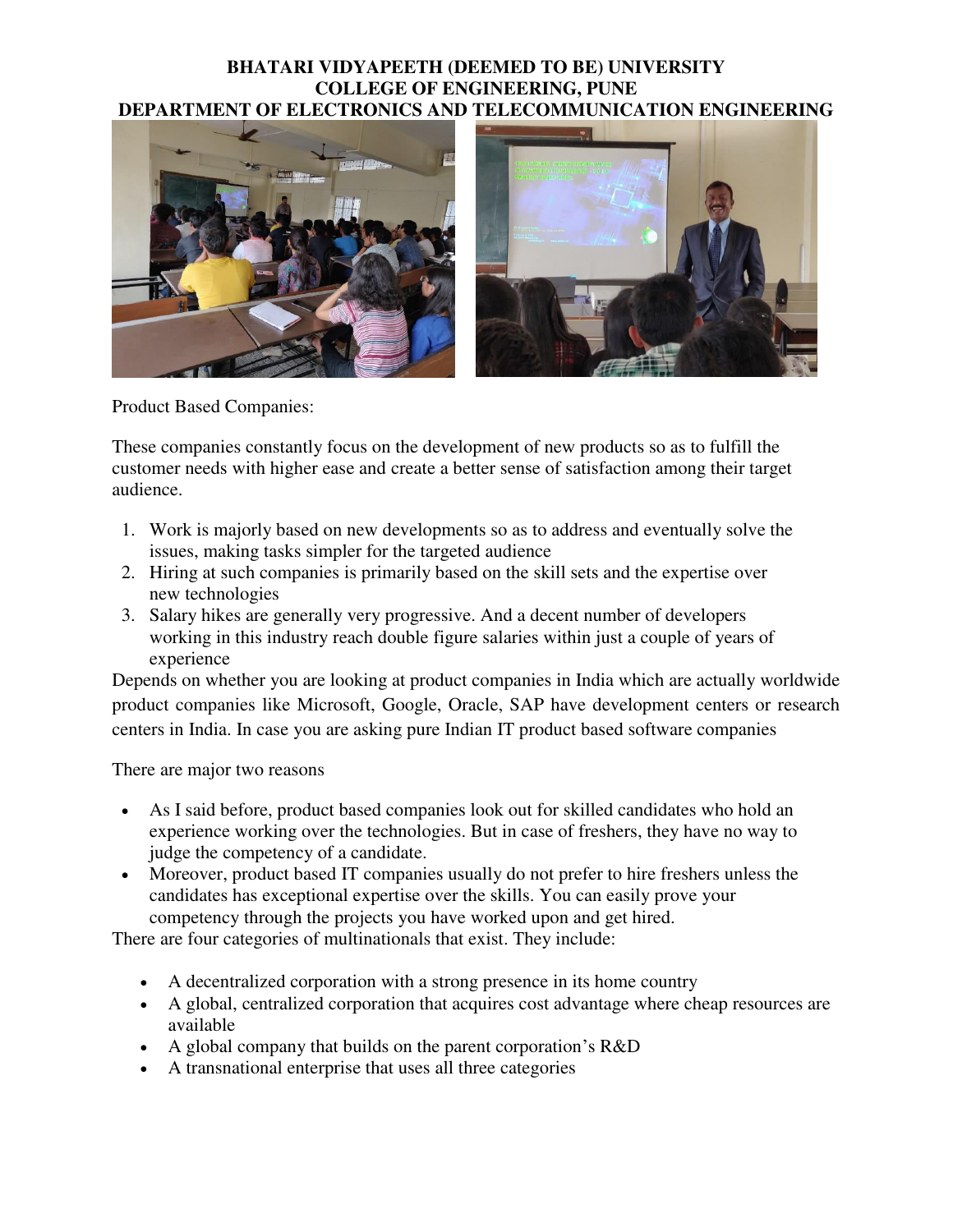**BHATARI VIDYAPEETH (DEEMED TO BE) UNIVERSITY**
**COLLEGE OF ENGINEERING, PUNE**
**DEPARTMENT OF ELECTRONICS AND TELECOMMUNICATION ENGINEERING**

Product Based Companies:

These companies constantly focus on the development of new products so as to fulfill the customer needs with higher ease and create a better sense of satisfaction among their target audience.

1. Work is majorly based on new developments so as to address and eventually solve the issues, making tasks simpler for the targeted audience
2. Hiring at such companies is primarily based on the skill sets and the expertise over new technologies
3. Salary hikes are generally very progressive. And a decent number of developers working in this industry reach double figure salaries within just a couple of years of experience

Depends on whether you are looking at product companies in India which are actually worldwide product companies like Microsoft, Google, Oracle, SAP have development centers or research centers in India. In case you are asking pure Indian IT product based software companies

There are major two reasons

- As I said before, product based companies look out for skilled candidates who hold an experience working over the technologies. But in case of freshers, they have no way to judge the competency of a candidate.
- Moreover, product based IT companies usually do not prefer to hire freshers unless the candidates has exceptional expertise over the skills. You can easily prove your competency through the projects you have worked upon and get hired.

There are four categories of multinationals that exist. They include:

- A decentralized corporation with a strong presence in its home country
- A global, centralized corporation that acquires cost advantage where cheap resources are available
- A global company that builds on the parent corporation's R&D
- A transnational enterprise that uses all three categories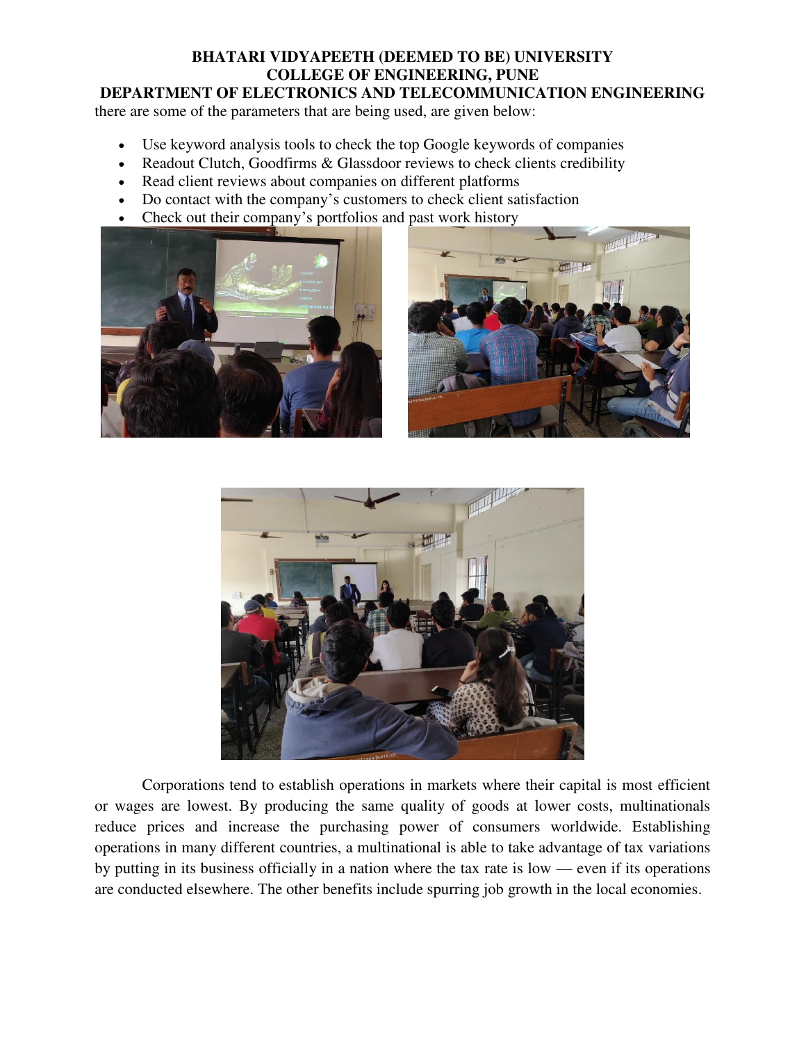there are some of the parameters that are being used, are given below:

- Use keyword analysis tools to check the top Google keywords of companies
- Readout Clutch, Goodfirms & Glassdoor reviews to check clients credibility
- Read client reviews about companies on different platforms
- Do contact with the company's customers to check client satisfaction
- Check out their company's portfolios and past work history

Corporations tend to establish operations in markets where their capital is most efficient or wages are lowest. By producing the same quality of goods at lower costs, multinationals reduce prices and increase the purchasing power of consumers worldwide. Establishing operations in many different countries, a multinational is able to take advantage of tax variations by putting in its business officially in a nation where the tax rate is low — even if its operations are conducted elsewhere. The other benefits include spurring job growth in the local economies.